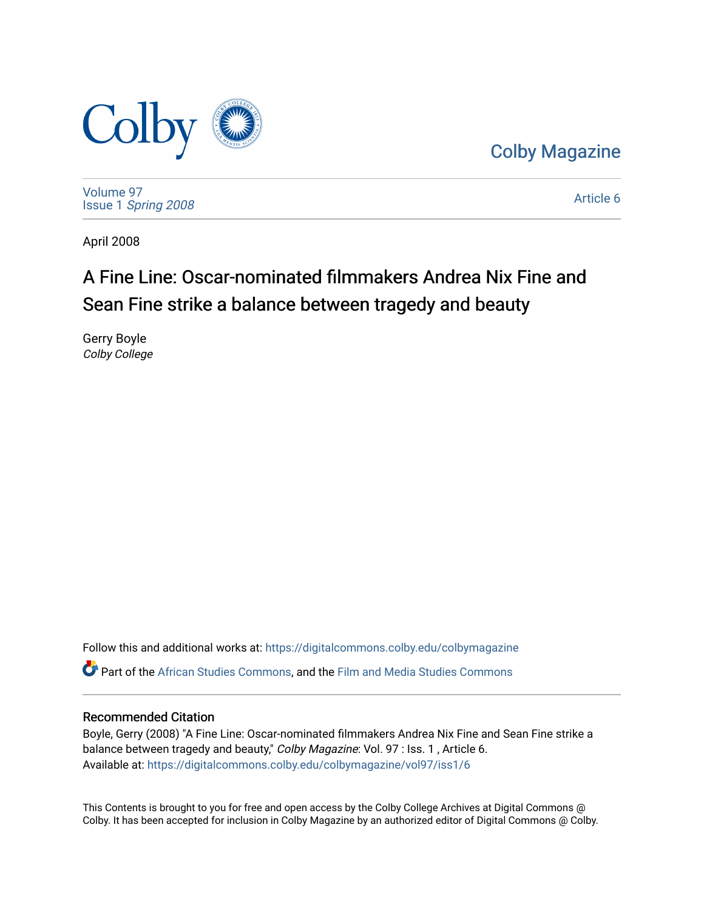Colby Magazine

Volume 97
Issue 1 *Spring 2008*

Article 6

April 2008

# A Fine Line: Oscar-nominated filmmakers Andrea Nix Fine and Sean Fine strike a balance between tragedy and beauty

Gerry Boyle
*Colby College*

Follow this and additional works at: https://digitalcommons.colby.edu/colbymagazine

Part of the African Studies Commons, and the Film and Media Studies Commons

## Recommended Citation

Boyle, Gerry (2008) "A Fine Line: Oscar-nominated filmmakers Andrea Nix Fine and Sean Fine strike a balance between tragedy and beauty," *Colby Magazine*: Vol. 97 : Iss. 1 , Article 6.
Available at: https://digitalcommons.colby.edu/colbymagazine/vol97/iss1/6

This Contents is brought to you for free and open access by the Colby College Archives at Digital Commons @ Colby. It has been accepted for inclusion in Colby Magazine by an authorized editor of Digital Commons @ Colby.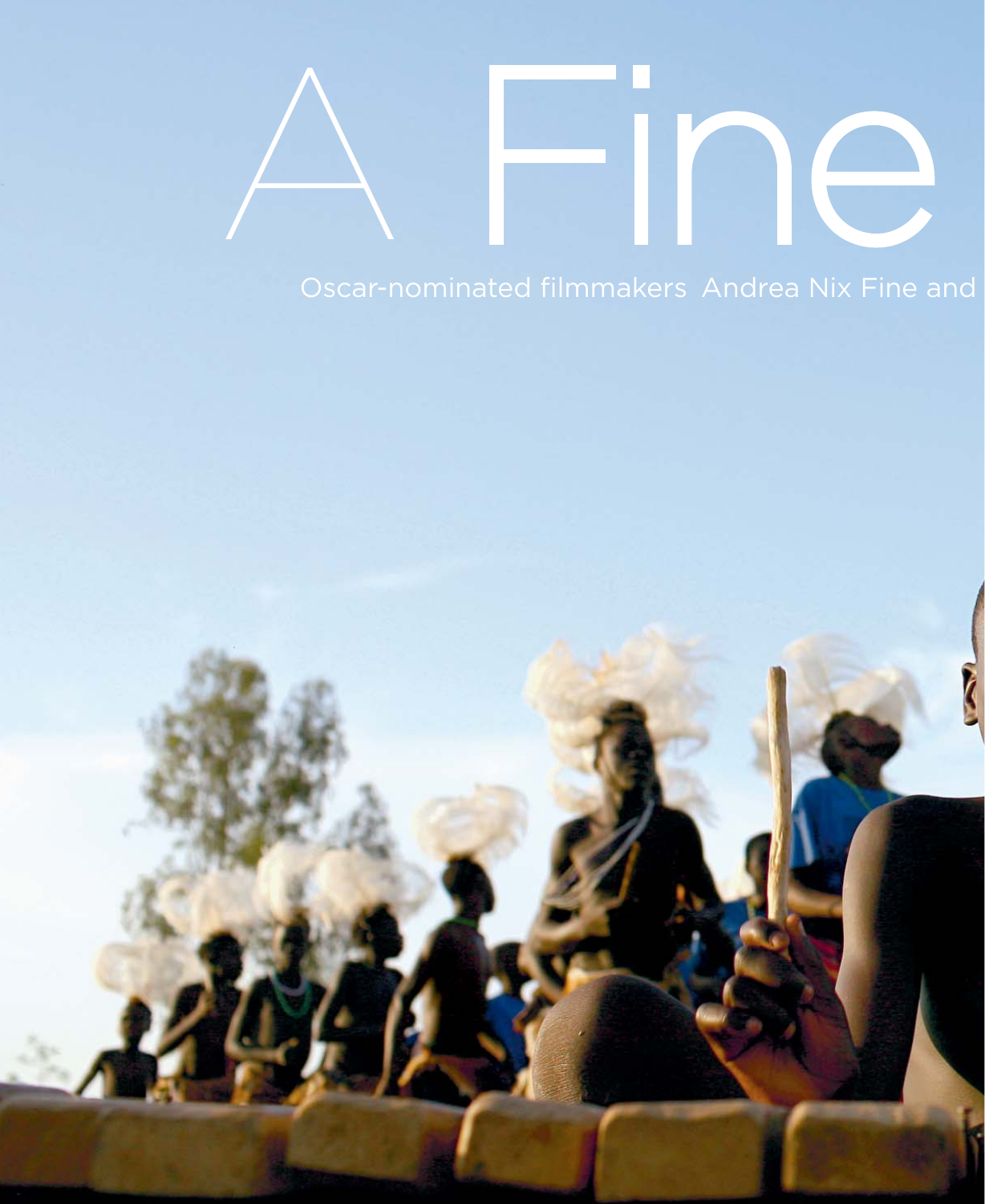# A Fine

Oscar-nominated filmmakers Andrea Nix Fine and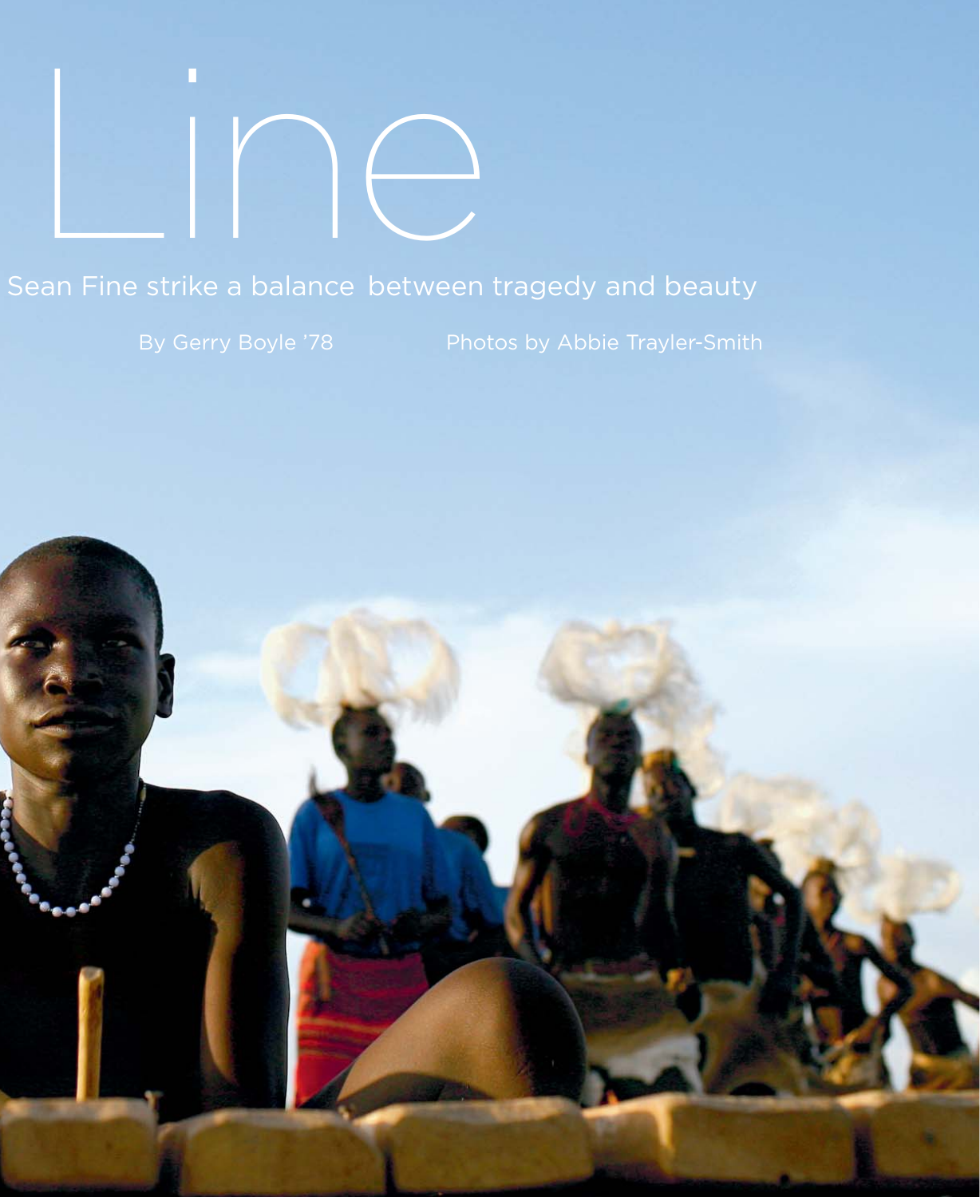# Line

Sean Fine strike a balance between tragedy and beauty

By Gerry Boyle '78

Photos by Abbie Trayler-Smith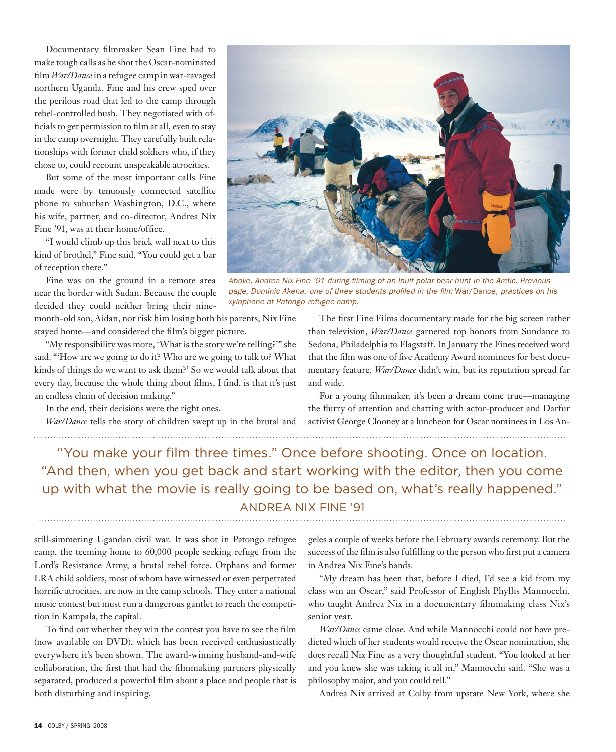Documentary filmmaker Sean Fine had to make tough calls as he shot the Oscar-nominated film *War/Dance* in a refugee camp in war-ravaged northern Uganda. Fine and his crew sped over the perilous road that led to the camp through rebel-controlled bush. They negotiated with officials to get permission to film at all, even to stay in the camp overnight. They carefully built relationships with former child soldiers who, if they chose to, could recount unspeakable atrocities.

But some of the most important calls Fine made were by tenuously connected satellite phone to suburban Washington, D.C., where his wife, partner, and co-director, Andrea Nix Fine '91, was at their home/office.

"I would climb up this brick wall next to this kind of brothel," Fine said. "You could get a bar of reception there."

Fine was on the ground in a remote area near the border with Sudan. Because the couple decided they could neither bring their nine-month-old son, Aidan, nor risk him losing both his parents, Nix Fine stayed home—and considered the film's bigger picture.

"My responsibility was more, 'What is the story we're telling?'" she said. "'How are we going to do it? Who are we going to talk to? What kinds of things do we want to ask them?' So we would talk about that every day, because the whole thing about films, I find, is that it's just an endless chain of decision making."

In the end, their decisions were the right ones.

*War/Dance* tells the story of children swept up in the brutal and still-simmering Ugandan civil war. It was shot in Patongo refugee camp, the teeming home to 60,000 people seeking refuge from the Lord's Resistance Army, a brutal rebel force. Orphans and former LRA child soldiers, most of whom have witnessed or even perpetrated horrific atrocities, are now in the camp schools. They enter a national music contest but must run a dangerous gantlet to reach the competition in Kampala, the capital.

To find out whether they win the contest you have to see the film (now available on DVD), which has been received enthusiastically everywhere it's been shown. The award-winning husband-and-wife collaboration, the first that had the filmmaking partners physically separated, produced a powerful film about a place and people that is both disturbing and inspiring.

*Above, Andrea Nix Fine '91 during filming of an Inuit polar bear hunt in the Arctic. Previous page, Dominic Akena, one of three students profiled in the film War/Dance, practices on his xylophone at Patongo refugee camp.*

The first Fine Films documentary made for the big screen rather than television, *War/Dance* garnered top honors from Sundance to Sedona, Philadelphia to Flagstaff. In January the Fines received word that the film was one of five Academy Award nominees for best documentary feature. *War/Dance* didn't win, but its reputation spread far and wide.

For a young filmmaker, it's been a dream come true—managing the flurry of attention and chatting with actor-producer and Darfur activist George Clooney at a luncheon for Oscar nominees in Los Angeles a couple of weeks before the February awards ceremony. But the success of the film is also fulfilling to the person who first put a camera in Andrea Nix Fine's hands.

> "You make your film three times." Once before shooting. Once on location. "And then, when you get back and start working with the editor, then you come up with what the movie is really going to be based on, what's really happened."
>
> ANDREA NIX FINE '91

"My dream has been that, before I died, I'd see a kid from my class win an Oscar," said Professor of English Phyllis Mannocchi, who taught Andrea Nix in a documentary filmmaking class Nix's senior year.

*War/Dance* came close. And while Mannocchi could not have predicted which of her students would receive the Oscar nomination, she does recall Nix Fine as a very thoughtful student. "You looked at her and you knew she was taking it all in," Mannocchi said. "She was a philosophy major, and you could tell."

Andrea Nix arrived at Colby from upstate New York, where she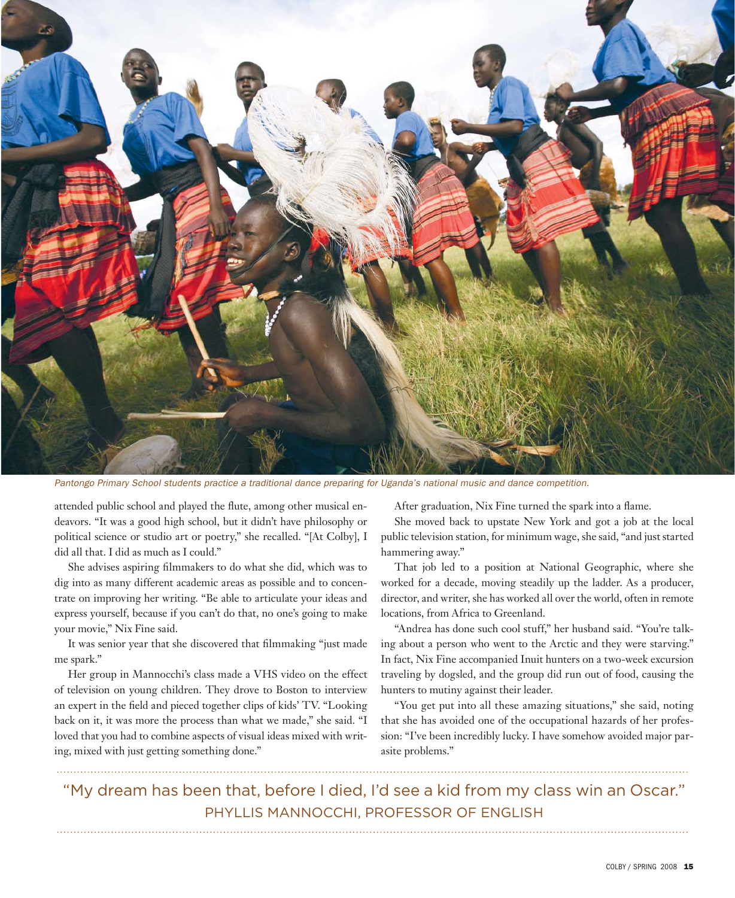*Pantongo Primary School students practice a traditional dance preparing for Uganda's national music and dance competition.*

attended public school and played the flute, among other musical endeavors. "It was a good high school, but it didn't have philosophy or political science or studio art or poetry," she recalled. "[At Colby], I did all that. I did as much as I could."

She advises aspiring filmmakers to do what she did, which was to dig into as many different academic areas as possible and to concentrate on improving her writing. "Be able to articulate your ideas and express yourself, because if you can't do that, no one's going to make your movie," Nix Fine said.

It was senior year that she discovered that filmmaking "just made me spark."

Her group in Mannocchi's class made a VHS video on the effect of television on young children. They drove to Boston to interview an expert in the field and pieced together clips of kids' TV. "Looking back on it, it was more the process than what we made," she said. "I loved that you had to combine aspects of visual ideas mixed with writing, mixed with just getting something done."

After graduation, Nix Fine turned the spark into a flame.

She moved back to upstate New York and got a job at the local public television station, for minimum wage, she said, "and just started hammering away."

That job led to a position at National Geographic, where she worked for a decade, moving steadily up the ladder. As a producer, director, and writer, she has worked all over the world, often in remote locations, from Africa to Greenland.

"Andrea has done such cool stuff," her husband said. "You're talking about a person who went to the Arctic and they were starving." In fact, Nix Fine accompanied Inuit hunters on a two-week excursion traveling by dogsled, and the group did run out of food, causing the hunters to mutiny against their leader.

"You get put into all these amazing situations," she said, noting that she has avoided one of the occupational hazards of her profession: "I've been incredibly lucky. I have somehow avoided major parasite problems."

---

"My dream has been that, before I died, I'd see a kid from my class win an Oscar."

PHYLLIS MANNOCCHI, PROFESSOR OF ENGLISH

---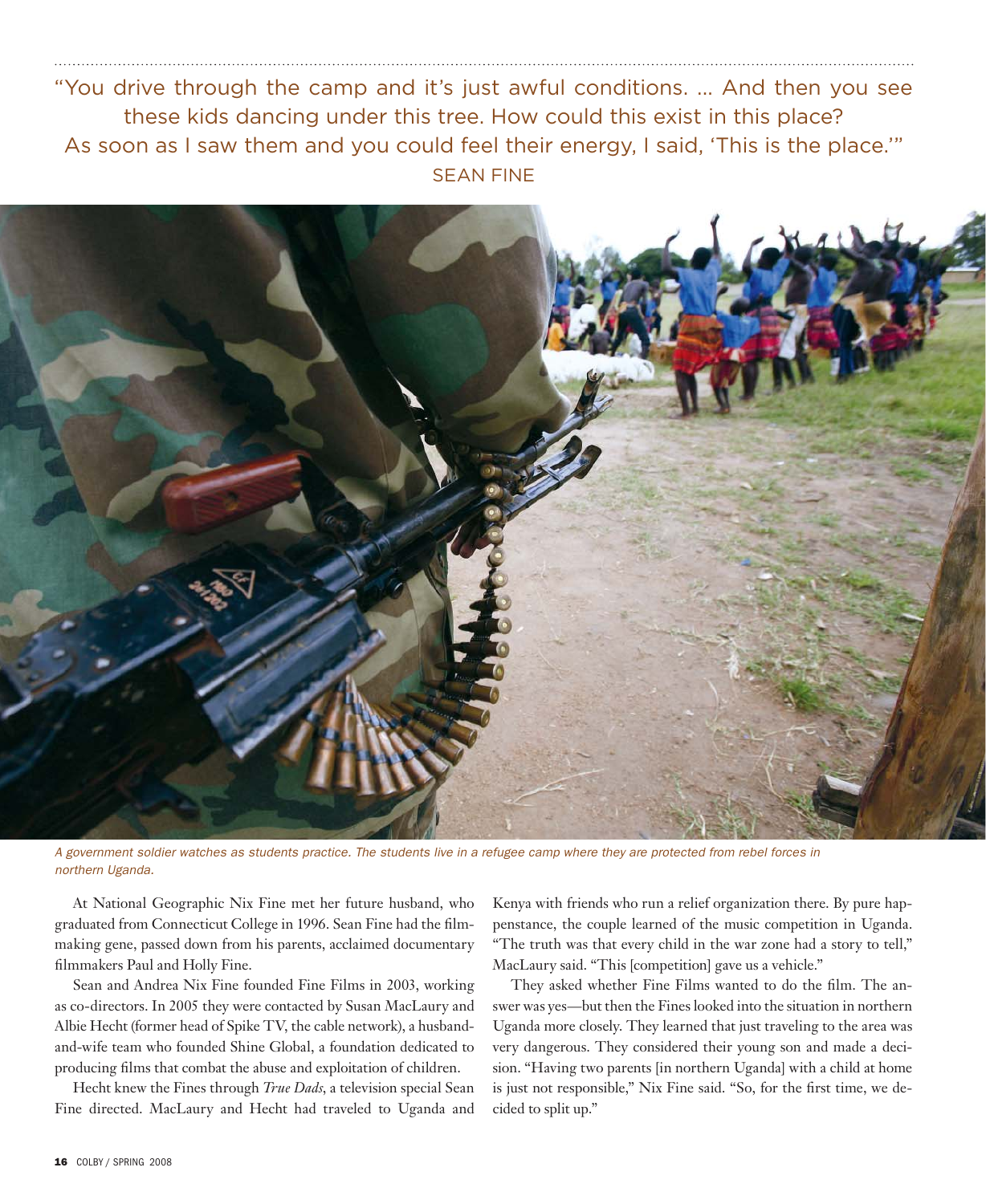"You drive through the camp and it's just awful conditions. … And then you see these kids dancing under this tree. How could this exist in this place? As soon as I saw them and you could feel their energy, I said, 'This is the place.'"
SEAN FINE

*A government soldier watches as students practice. The students live in a refugee camp where they are protected from rebel forces in northern Uganda.*

At National Geographic Nix Fine met her future husband, who graduated from Connecticut College in 1996. Sean Fine had the filmmaking gene, passed down from his parents, acclaimed documentary filmmakers Paul and Holly Fine.

Sean and Andrea Nix Fine founded Fine Films in 2003, working as co-directors. In 2005 they were contacted by Susan MacLaury and Albie Hecht (former head of Spike TV, the cable network), a husband-and-wife team who founded Shine Global, a foundation dedicated to producing films that combat the abuse and exploitation of children.

Hecht knew the Fines through *True Dads*, a television special Sean Fine directed. MacLaury and Hecht had traveled to Uganda and Kenya with friends who run a relief organization there. By pure happenstance, the couple learned of the music competition in Uganda. "The truth was that every child in the war zone had a story to tell," MacLaury said. "This [competition] gave us a vehicle."

They asked whether Fine Films wanted to do the film. The answer was yes—but then the Fines looked into the situation in northern Uganda more closely. They learned that just traveling to the area was very dangerous. They considered their young son and made a decision. "Having two parents [in northern Uganda] with a child at home is just not responsible," Nix Fine said. "So, for the first time, we decided to split up."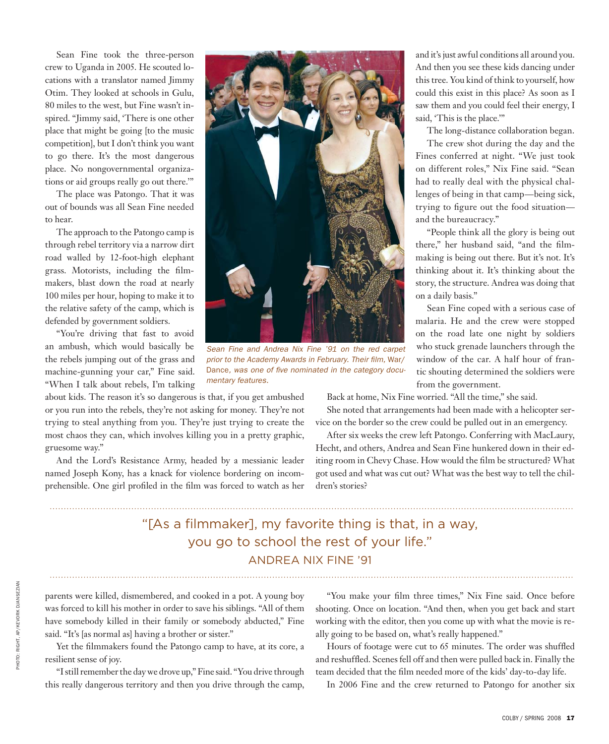Sean Fine took the three-person crew to Uganda in 2005. He scouted locations with a translator named Jimmy Otim. They looked at schools in Gulu, 80 miles to the west, but Fine wasn't inspired. "Jimmy said, 'There is one other place that might be going [to the music competition], but I don't think you want to go there. It's the most dangerous place. No nongovernmental organizations or aid groups really go out there.'"

The place was Patongo. That it was out of bounds was all Sean Fine needed to hear.

The approach to the Patongo camp is through rebel territory via a narrow dirt road walled by 12-foot-high elephant grass. Motorists, including the filmmakers, blast down the road at nearly 100 miles per hour, hoping to make it to the relative safety of the camp, which is defended by government soldiers.

"You're driving that fast to avoid an ambush, which would basically be the rebels jumping out of the grass and machine-gunning your car," Fine said. "When I talk about rebels, I'm talking about kids. The reason it's so dangerous is that, if you get ambushed or you run into the rebels, they're not asking for money. They're not trying to steal anything from you. They're just trying to create the most chaos they can, which involves killing you in a pretty graphic, gruesome way."

*Sean Fine and Andrea Nix Fine '91 on the red carpet prior to the Academy Awards in February. Their film,* War/Dance, *was one of five nominated in the category documentary features.*

And the Lord's Resistance Army, headed by a messianic leader named Joseph Kony, has a knack for violence bordering on incomprehensible. One girl profiled in the film was forced to watch as her parents were killed, dismembered, and cooked in a pot. A young boy was forced to kill his mother in order to save his siblings. "All of them have somebody killed in their family or somebody abducted," Fine said. "It's [as normal as] having a brother or sister."

Yet the filmmakers found the Patongo camp to have, at its core, a resilient sense of joy.

"I still remember the day we drove up," Fine said. "You drive through this really dangerous territory and then you drive through the camp, and it's just awful conditions all around you. And then you see these kids dancing under this tree. You kind of think to yourself, how could this exist in this place? As soon as I saw them and you could feel their energy, I said, 'This is the place.'"

The long-distance collaboration began.

The crew shot during the day and the Fines conferred at night. "We just took on different roles," Nix Fine said. "Sean had to really deal with the physical challenges of being in that camp—being sick, trying to figure out the food situation—and the bureaucracy."

"People think all the glory is being out there," her husband said, "and the filmmaking is being out there. But it's not. It's thinking about it. It's thinking about the story, the structure. Andrea was doing that on a daily basis."

Sean Fine coped with a serious case of malaria. He and the crew were stopped on the road late one night by soldiers who stuck grenade launchers through the window of the car. A half hour of frantic shouting determined the soldiers were from the government.

Back at home, Nix Fine worried. "All the time," she said.

She noted that arrangements had been made with a helicopter service on the border so the crew could be pulled out in an emergency.

After six weeks the crew left Patongo. Conferring with MacLaury, Hecht, and others, Andrea and Sean Fine hunkered down in their editing room in Chevy Chase. How would the film be structured? What got used and what was cut out? What was the best way to tell the children's stories?

> "[As a filmmaker], my favorite thing is that, in a way, you go to school the rest of your life."
> ANDREA NIX FINE '91

"You make your film three times," Nix Fine said. Once before shooting. Once on location. "And then, when you get back and start working with the editor, then you come up with what the movie is really going to be based on, what's really happened."

Hours of footage were cut to 65 minutes. The order was shuffled and reshuffled. Scenes fell off and then were pulled back in. Finally the team decided that the film needed more of the kids' day-to-day life.

In 2006 Fine and the crew returned to Patongo for another six

PHOTO: RIGHT, AP/KEVORK DJANSEZIAN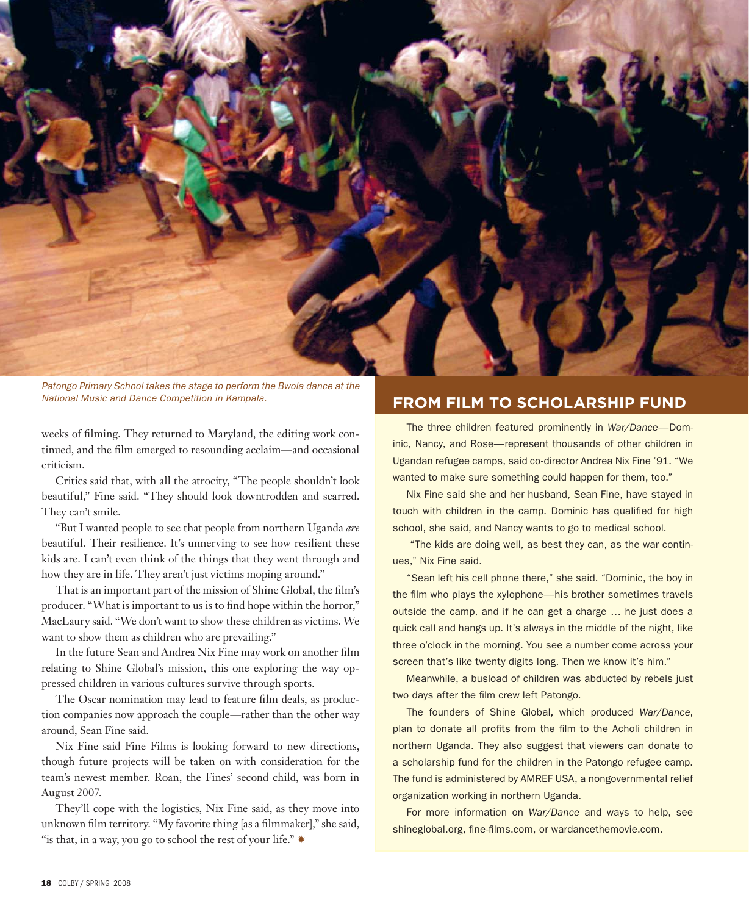Patongo Primary School takes the stage to perform the Bwola dance at the National Music and Dance Competition in Kampala.

weeks of filming. They returned to Maryland, the editing work continued, and the film emerged to resounding acclaim—and occasional criticism.

Critics said that, with all the atrocity, "The people shouldn't look beautiful," Fine said. "They should look downtrodden and scarred. They can't smile.

"But I wanted people to see that people from northern Uganda *are* beautiful. Their resilience. It's unnerving to see how resilient these kids are. I can't even think of the things that they went through and how they are in life. They aren't just victims moping around."

That is an important part of the mission of Shine Global, the film's producer. "What is important to us is to find hope within the horror," MacLaury said. "We don't want to show these children as victims. We want to show them as children who are prevailing."

In the future Sean and Andrea Nix Fine may work on another film relating to Shine Global's mission, this one exploring the way oppressed children in various cultures survive through sports.

The Oscar nomination may lead to feature film deals, as production companies now approach the couple—rather than the other way around, Sean Fine said.

Nix Fine said Fine Films is looking forward to new directions, though future projects will be taken on with consideration for the team's newest member. Roan, the Fines' second child, was born in August 2007.

They'll cope with the logistics, Nix Fine said, as they move into unknown film territory. "My favorite thing [as a filmmaker]," she said, "is that, in a way, you go to school the rest of your life."

## FROM FILM TO SCHOLARSHIP FUND

The three children featured prominently in *War/Dance*—Dominic, Nancy, and Rose—represent thousands of other children in Ugandan refugee camps, said co-director Andrea Nix Fine '91. "We wanted to make sure something could happen for them, too."

Nix Fine said she and her husband, Sean Fine, have stayed in touch with children in the camp. Dominic has qualified for high school, she said, and Nancy wants to go to medical school.

"The kids are doing well, as best they can, as the war continues," Nix Fine said.

"Sean left his cell phone there," she said. "Dominic, the boy in the film who plays the xylophone—his brother sometimes travels outside the camp, and if he can get a charge … he just does a quick call and hangs up. It's always in the middle of the night, like three o'clock in the morning. You see a number come across your screen that's like twenty digits long. Then we know it's him."

Meanwhile, a busload of children was abducted by rebels just two days after the film crew left Patongo.

The founders of Shine Global, which produced *War/Dance*, plan to donate all profits from the film to the Acholi children in northern Uganda. They also suggest that viewers can donate to a scholarship fund for the children in the Patongo refugee camp. The fund is administered by AMREF USA, a nongovernmental relief organization working in northern Uganda.

For more information on *War/Dance* and ways to help, see shineglobal.org, fine-films.com, or wardancethemovie.com.